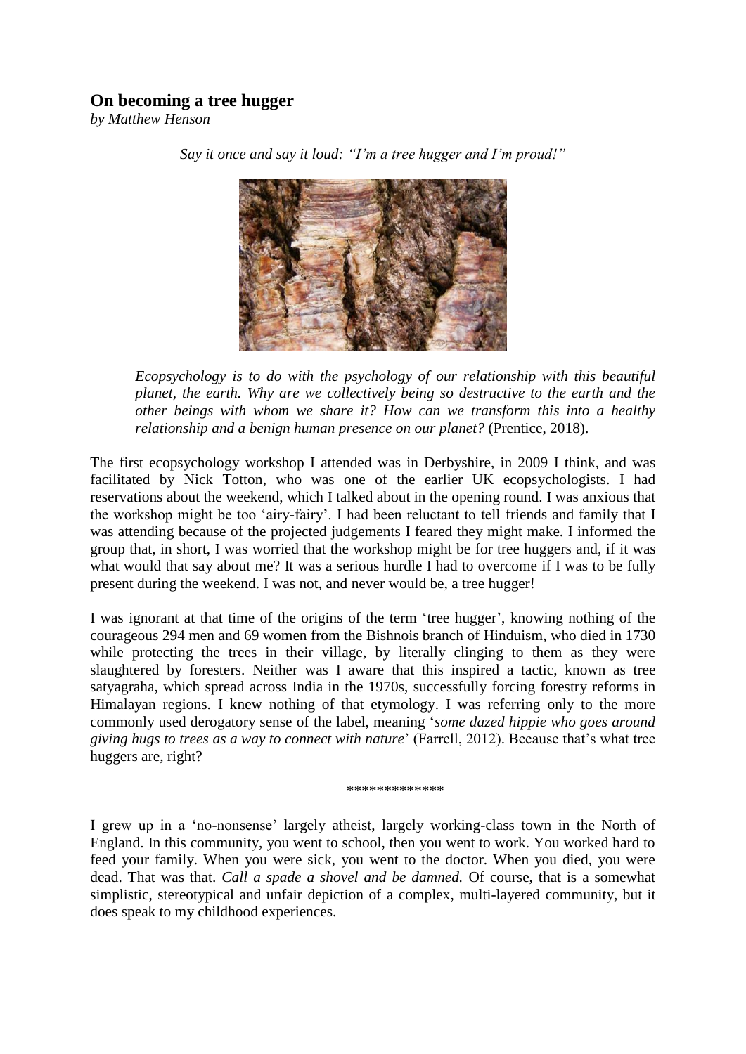## On becoming a tree hugger

*by Matthew Henson*

*Say it once and say it loud: "I'm a tree hugger and I'm proud!"*

> *Ecopsychology is to do with the psychology of our relationship with this beautiful planet, the earth. Why are we collectively being so destructive to the earth and the other beings with whom we share it? How can we transform this into a healthy relationship and a benign human presence on our planet?* (Prentice, 2018).

The first ecopsychology workshop I attended was in Derbyshire, in 2009 I think, and was facilitated by Nick Totton, who was one of the earlier UK ecopsychologists. I had reservations about the weekend, which I talked about in the opening round. I was anxious that the workshop might be too 'airy-fairy'. I had been reluctant to tell friends and family that I was attending because of the projected judgements I feared they might make. I informed the group that, in short, I was worried that the workshop might be for tree huggers and, if it was what would that say about me? It was a serious hurdle I had to overcome if I was to be fully present during the weekend. I was not, and never would be, a tree hugger!

I was ignorant at that time of the origins of the term 'tree hugger', knowing nothing of the courageous 294 men and 69 women from the Bishnois branch of Hinduism, who died in 1730 while protecting the trees in their village, by literally clinging to them as they were slaughtered by foresters. Neither was I aware that this inspired a tactic, known as tree satyagraha, which spread across India in the 1970s, successfully forcing forestry reforms in Himalayan regions. I knew nothing of that etymology. I was referring only to the more commonly used derogatory sense of the label, meaning '*some dazed hippie who goes around giving hugs to trees as a way to connect with nature*' (Farrell, 2012). Because that's what tree huggers are, right?

*************

I grew up in a 'no-nonsense' largely atheist, largely working-class town in the North of England. In this community, you went to school, then you went to work. You worked hard to feed your family. When you were sick, you went to the doctor. When you died, you were dead. That was that. *Call a spade a shovel and be damned.* Of course, that is a somewhat simplistic, stereotypical and unfair depiction of a complex, multi-layered community, but it does speak to my childhood experiences.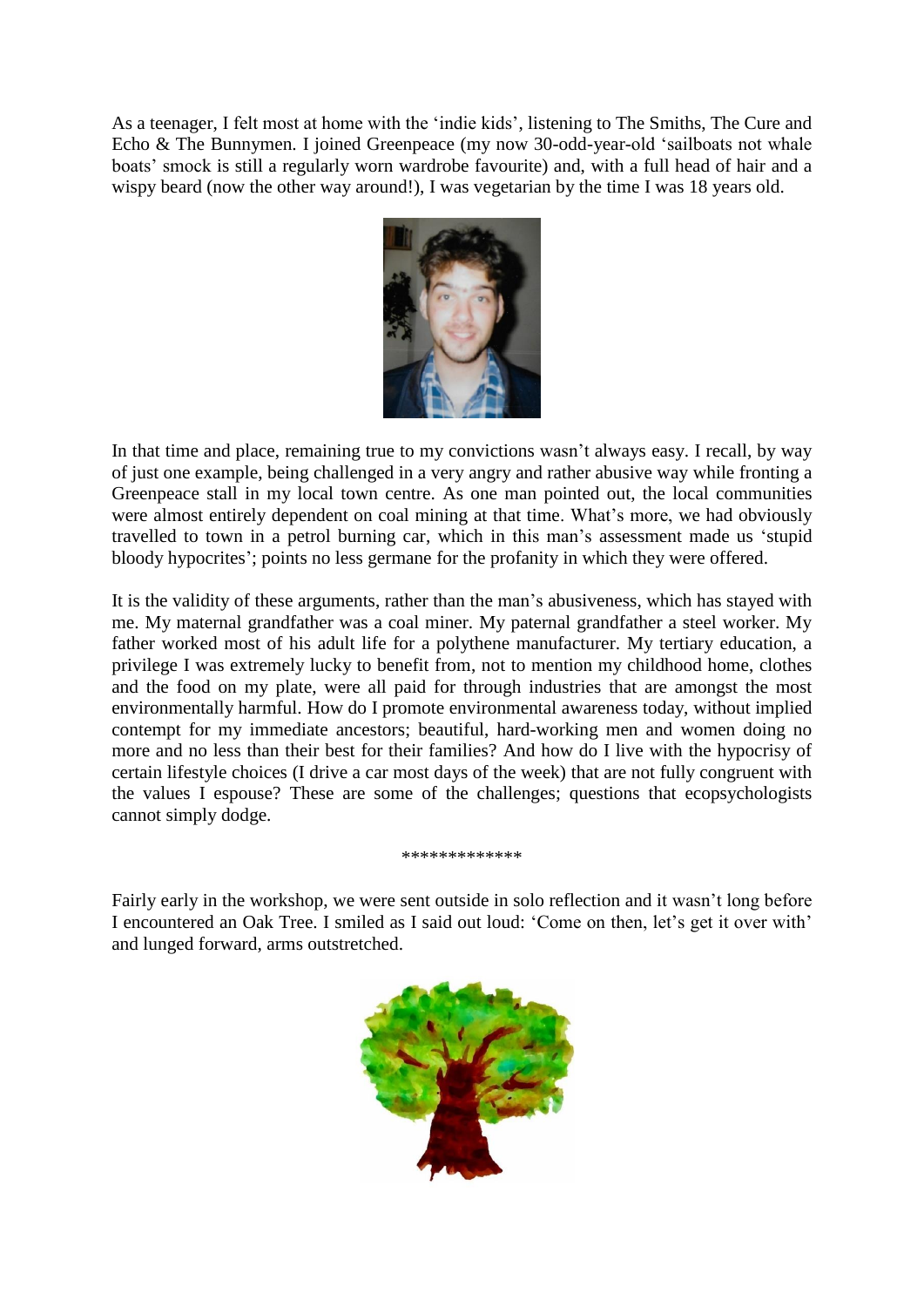As a teenager, I felt most at home with the 'indie kids', listening to The Smiths, The Cure and Echo & The Bunnymen. I joined Greenpeace (my now 30-odd-year-old 'sailboats not whale boats' smock is still a regularly worn wardrobe favourite) and, with a full head of hair and a wispy beard (now the other way around!), I was vegetarian by the time I was 18 years old.

In that time and place, remaining true to my convictions wasn't always easy. I recall, by way of just one example, being challenged in a very angry and rather abusive way while fronting a Greenpeace stall in my local town centre. As one man pointed out, the local communities were almost entirely dependent on coal mining at that time. What's more, we had obviously travelled to town in a petrol burning car, which in this man's assessment made us 'stupid bloody hypocrites'; points no less germane for the profanity in which they were offered.

It is the validity of these arguments, rather than the man's abusiveness, which has stayed with me. My maternal grandfather was a coal miner. My paternal grandfather a steel worker. My father worked most of his adult life for a polythene manufacturer. My tertiary education, a privilege I was extremely lucky to benefit from, not to mention my childhood home, clothes and the food on my plate, were all paid for through industries that are amongst the most environmentally harmful. How do I promote environmental awareness today, without implied contempt for my immediate ancestors; beautiful, hard-working men and women doing no more and no less than their best for their families? And how do I live with the hypocrisy of certain lifestyle choices (I drive a car most days of the week) that are not fully congruent with the values I espouse? These are some of the challenges; questions that ecopsychologists cannot simply dodge.

*************

Fairly early in the workshop, we were sent outside in solo reflection and it wasn't long before I encountered an Oak Tree. I smiled as I said out loud: 'Come on then, let's get it over with' and lunged forward, arms outstretched.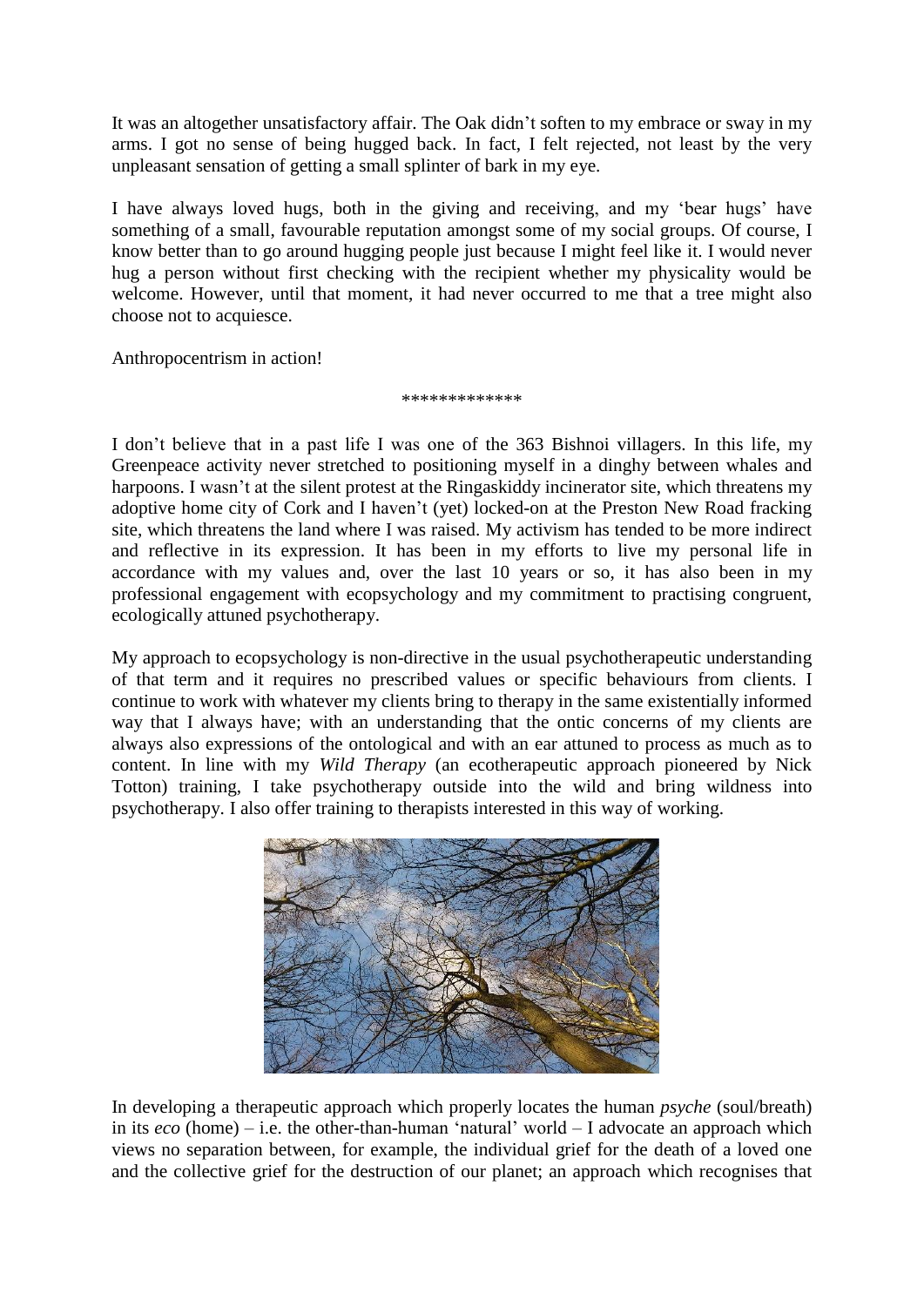It was an altogether unsatisfactory affair. The Oak didn't soften to my embrace or sway in my arms. I got no sense of being hugged back. In fact, I felt rejected, not least by the very unpleasant sensation of getting a small splinter of bark in my eye.

I have always loved hugs, both in the giving and receiving, and my 'bear hugs' have something of a small, favourable reputation amongst some of my social groups. Of course, I know better than to go around hugging people just because I might feel like it. I would never hug a person without first checking with the recipient whether my physicality would be welcome. However, until that moment, it had never occurred to me that a tree might also choose not to acquiesce.

Anthropocentrism in action!

*************

I don't believe that in a past life I was one of the 363 Bishnoi villagers. In this life, my Greenpeace activity never stretched to positioning myself in a dinghy between whales and harpoons. I wasn't at the silent protest at the Ringaskiddy incinerator site, which threatens my adoptive home city of Cork and I haven't (yet) locked-on at the Preston New Road fracking site, which threatens the land where I was raised. My activism has tended to be more indirect and reflective in its expression. It has been in my efforts to live my personal life in accordance with my values and, over the last 10 years or so, it has also been in my professional engagement with ecopsychology and my commitment to practising congruent, ecologically attuned psychotherapy.

My approach to ecopsychology is non-directive in the usual psychotherapeutic understanding of that term and it requires no prescribed values or specific behaviours from clients. I continue to work with whatever my clients bring to therapy in the same existentially informed way that I always have; with an understanding that the ontic concerns of my clients are always also expressions of the ontological and with an ear attuned to process as much as to content. In line with my *Wild Therapy* (an ecotherapeutic approach pioneered by Nick Totton) training, I take psychotherapy outside into the wild and bring wildness into psychotherapy. I also offer training to therapists interested in this way of working.

In developing a therapeutic approach which properly locates the human *psyche* (soul/breath) in its *eco* (home) – i.e. the other-than-human 'natural' world – I advocate an approach which views no separation between, for example, the individual grief for the death of a loved one and the collective grief for the destruction of our planet; an approach which recognises that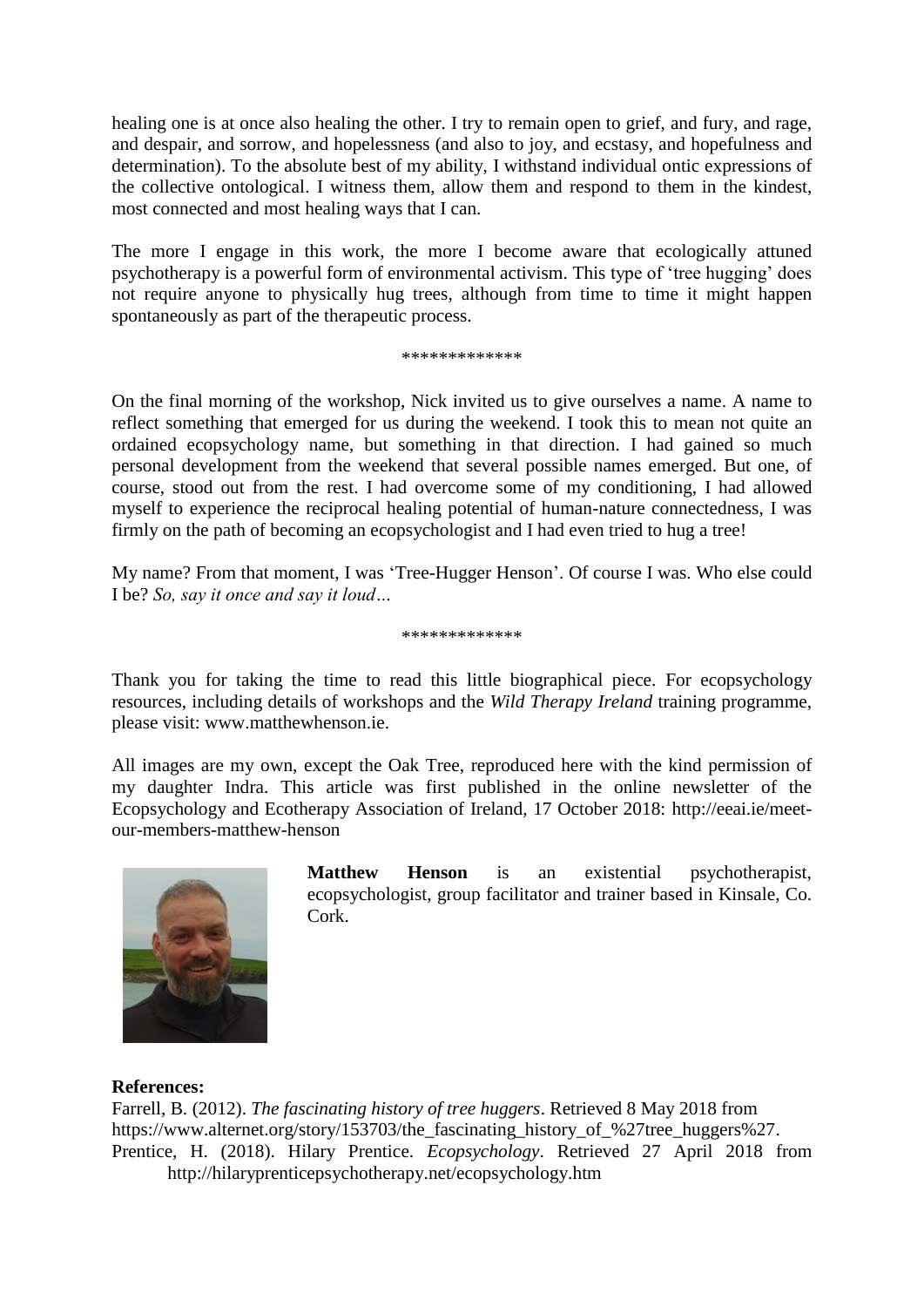healing one is at once also healing the other. I try to remain open to grief, and fury, and rage, and despair, and sorrow, and hopelessness (and also to joy, and ecstasy, and hopefulness and determination). To the absolute best of my ability, I withstand individual ontic expressions of the collective ontological. I witness them, allow them and respond to them in the kindest, most connected and most healing ways that I can.

The more I engage in this work, the more I become aware that ecologically attuned psychotherapy is a powerful form of environmental activism. This type of 'tree hugging' does not require anyone to physically hug trees, although from time to time it might happen spontaneously as part of the therapeutic process.

*************

On the final morning of the workshop, Nick invited us to give ourselves a name. A name to reflect something that emerged for us during the weekend. I took this to mean not quite an ordained ecopsychology name, but something in that direction. I had gained so much personal development from the weekend that several possible names emerged. But one, of course, stood out from the rest. I had overcome some of my conditioning, I had allowed myself to experience the reciprocal healing potential of human-nature connectedness, I was firmly on the path of becoming an ecopsychologist and I had even tried to hug a tree!

My name? From that moment, I was 'Tree-Hugger Henson'. Of course I was. Who else could I be? *So, say it once and say it loud…*

*************

Thank you for taking the time to read this little biographical piece. For ecopsychology resources, including details of workshops and the *Wild Therapy Ireland* training programme, please visit: www.matthewhenson.ie.

All images are my own, except the Oak Tree, reproduced here with the kind permission of my daughter Indra. This article was first published in the online newsletter of the Ecopsychology and Ecotherapy Association of Ireland, 17 October 2018: http://eeai.ie/meet-our-members-matthew-henson

**Matthew Henson** is an existential psychotherapist, ecopsychologist, group facilitator and trainer based in Kinsale, Co. Cork.

**References:**

Farrell, B. (2012). *The fascinating history of tree huggers*. Retrieved 8 May 2018 from https://www.alternet.org/story/153703/the_fascinating_history_of_%27tree_huggers%27.

Prentice, H. (2018). Hilary Prentice. *Ecopsychology*. Retrieved 27 April 2018 from http://hilaryprenticepsychotherapy.net/ecopsychology.htm